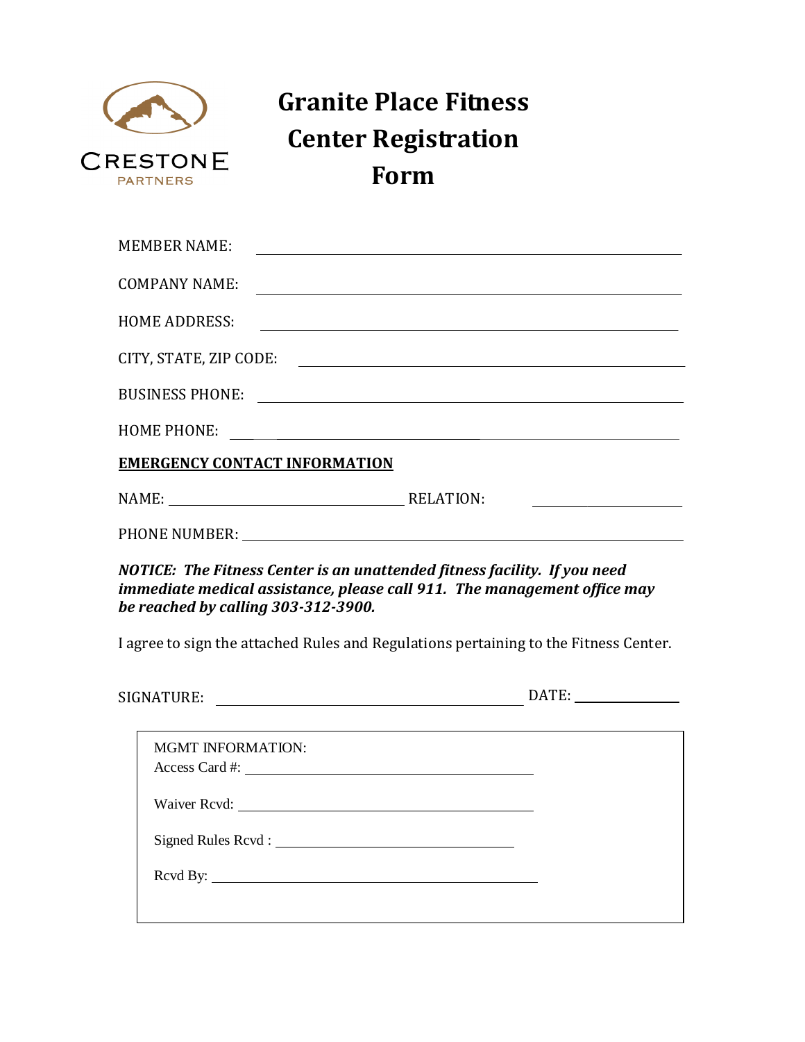CRESTONE
PARTNERS

# Granite Place Fitness Center Registration Form

MEMBER NAME: ______________________________________________

COMPANY NAME: ______________________________________________

HOME ADDRESS: ______________________________________________

CITY, STATE, ZIP CODE: ______________________________________________

BUSINESS PHONE: ______________________________________________

HOME PHONE: ______________________________________________

**EMERGENCY CONTACT INFORMATION**

NAME: ______________________ RELATION: ______________

PHONE NUMBER: ______________________________________________

***NOTICE: The Fitness Center is an unattended fitness facility. If you need immediate medical assistance, please call 911. The management office may be reached by calling 303-312-3900.***

I agree to sign the attached Rules and Regulations pertaining to the Fitness Center.

SIGNATURE: ______________________________ DATE: ______________

MGMT INFORMATION:
Access Card #: ______________________________

Waiver Rcvd: ______________________________

Signed Rules Rcvd : ______________________________

Rcvd By: ______________________________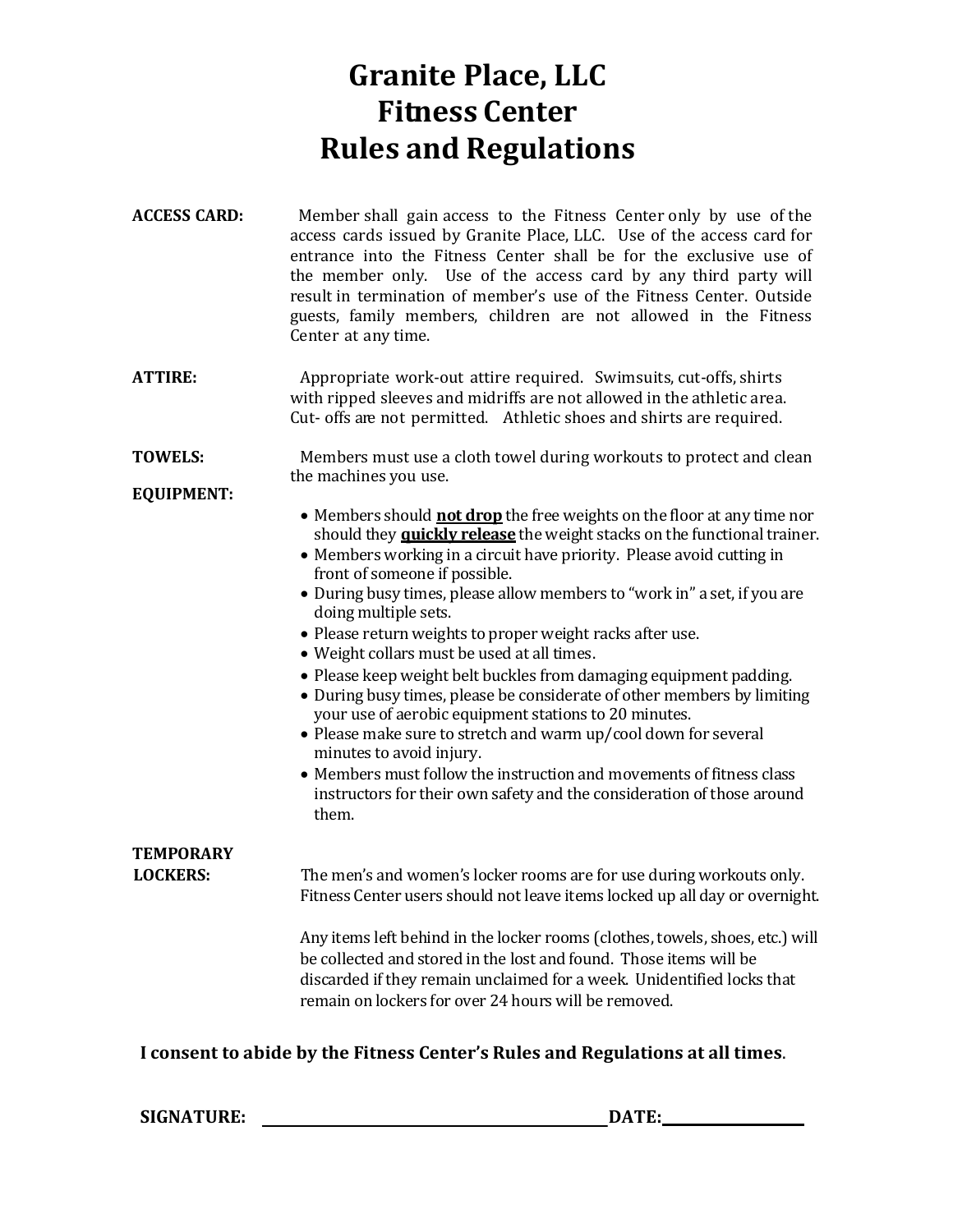# Granite Place, LLC
# Fitness Center
# Rules and Regulations

**ACCESS CARD:** Member shall gain access to the Fitness Center only by use of the access cards issued by Granite Place, LLC. Use of the access card for entrance into the Fitness Center shall be for the exclusive use of the member only. Use of the access card by any third party will result in termination of member's use of the Fitness Center. Outside guests, family members, children are not allowed in the Fitness Center at any time.

**ATTIRE:** Appropriate work-out attire required. Swimsuits, cut-offs, shirts with ripped sleeves and midriffs are not allowed in the athletic area. Cut- offs are not permitted. Athletic shoes and shirts are required.

**TOWELS:** Members must use a cloth towel during workouts to protect and clean the machines you use.

**EQUIPMENT:**

- Members should **not drop** the free weights on the floor at any time nor should they **quickly release** the weight stacks on the functional trainer.
- Members working in a circuit have priority. Please avoid cutting in front of someone if possible.
- During busy times, please allow members to "work in" a set, if you are doing multiple sets.
- Please return weights to proper weight racks after use.
- Weight collars must be used at all times.
- Please keep weight belt buckles from damaging equipment padding.
- During busy times, please be considerate of other members by limiting your use of aerobic equipment stations to 20 minutes.
- Please make sure to stretch and warm up/cool down for several minutes to avoid injury.
- Members must follow the instruction and movements of fitness class instructors for their own safety and the consideration of those around them.

**TEMPORARY LOCKERS:** The men's and women's locker rooms are for use during workouts only. Fitness Center users should not leave items locked up all day or overnight.

Any items left behind in the locker rooms (clothes, towels, shoes, etc.) will be collected and stored in the lost and found. Those items will be discarded if they remain unclaimed for a week. Unidentified locks that remain on lockers for over 24 hours will be removed.

**I consent to abide by the Fitness Center's Rules and Regulations at all times**.

**SIGNATURE:** \_\_\_\_\_\_\_\_\_\_\_\_\_\_\_\_\_\_\_\_\_\_\_\_\_\_\_\_\_\_\_\_ **DATE:** \_\_\_\_\_\_\_\_\_\_\_\_\_\_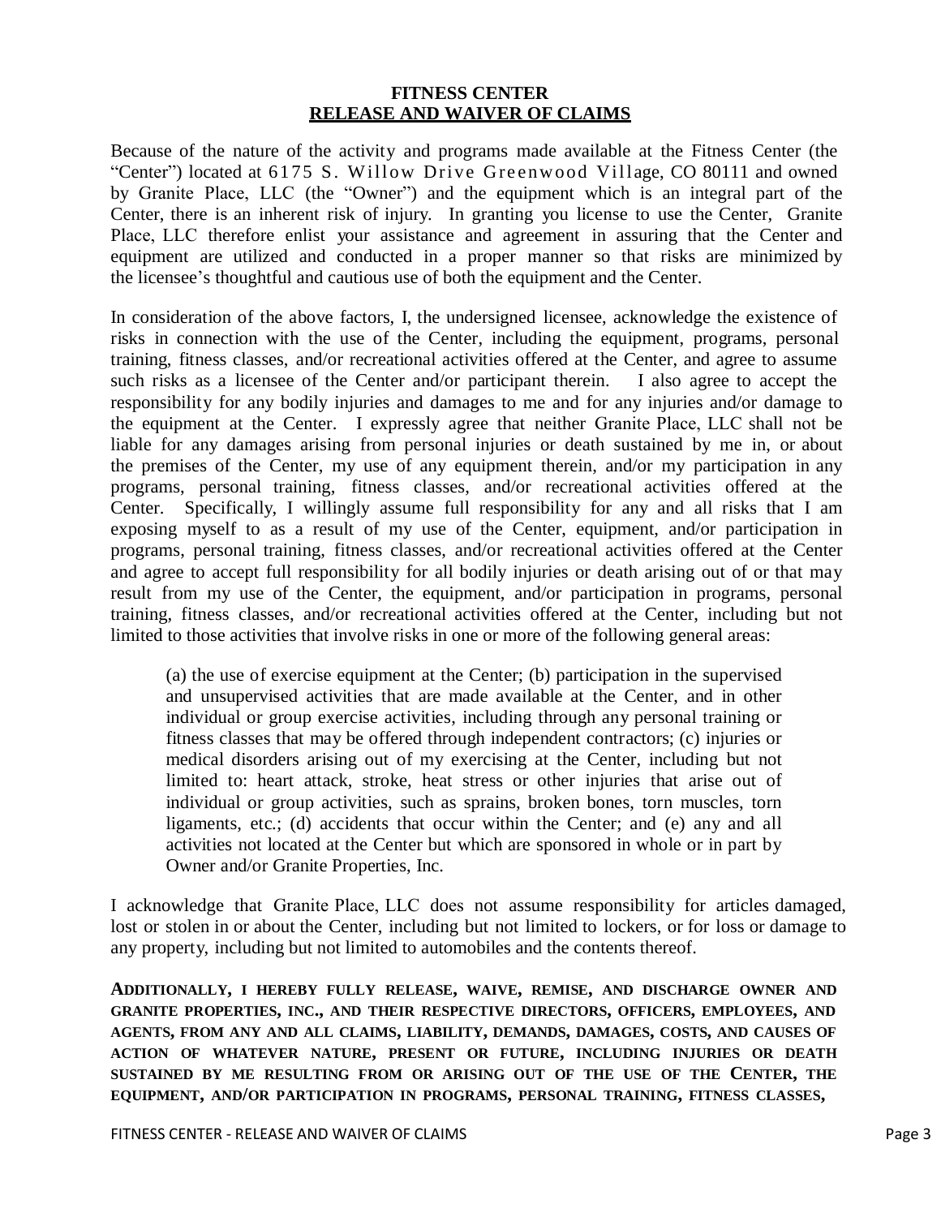**FITNESS CENTER**
**<u>RELEASE AND WAIVER OF CLAIMS</u>**

Because of the nature of the activity and programs made available at the Fitness Center (the "Center") located at 6175 S. Willow Drive Greenwood Village, CO 80111 and owned by Granite Place, LLC (the "Owner") and the equipment which is an integral part of the Center, there is an inherent risk of injury. In granting you license to use the Center, Granite Place, LLC therefore enlist your assistance and agreement in assuring that the Center and equipment are utilized and conducted in a proper manner so that risks are minimized by the licensee's thoughtful and cautious use of both the equipment and the Center.

In consideration of the above factors, I, the undersigned licensee, acknowledge the existence of risks in connection with the use of the Center, including the equipment, programs, personal training, fitness classes, and/or recreational activities offered at the Center, and agree to assume such risks as a licensee of the Center and/or participant therein. I also agree to accept the responsibility for any bodily injuries and damages to me and for any injuries and/or damage to the equipment at the Center. I expressly agree that neither Granite Place, LLC shall not be liable for any damages arising from personal injuries or death sustained by me in, or about the premises of the Center, my use of any equipment therein, and/or my participation in any programs, personal training, fitness classes, and/or recreational activities offered at the Center. Specifically, I willingly assume full responsibility for any and all risks that I am exposing myself to as a result of my use of the Center, equipment, and/or participation in programs, personal training, fitness classes, and/or recreational activities offered at the Center and agree to accept full responsibility for all bodily injuries or death arising out of or that may result from my use of the Center, the equipment, and/or participation in programs, personal training, fitness classes, and/or recreational activities offered at the Center, including but not limited to those activities that involve risks in one or more of the following general areas:

> (a) the use of exercise equipment at the Center; (b) participation in the supervised and unsupervised activities that are made available at the Center, and in other individual or group exercise activities, including through any personal training or fitness classes that may be offered through independent contractors; (c) injuries or medical disorders arising out of my exercising at the Center, including but not limited to: heart attack, stroke, heat stress or other injuries that arise out of individual or group activities, such as sprains, broken bones, torn muscles, torn ligaments, etc.; (d) accidents that occur within the Center; and (e) any and all activities not located at the Center but which are sponsored in whole or in part by Owner and/or Granite Properties, Inc.

I acknowledge that Granite Place, LLC does not assume responsibility for articles damaged, lost or stolen in or about the Center, including but not limited to lockers, or for loss or damage to any property, including but not limited to automobiles and the contents thereof.

**ADDITIONALLY, I HEREBY FULLY RELEASE, WAIVE, REMISE, AND DISCHARGE OWNER AND GRANITE PROPERTIES, INC., AND THEIR RESPECTIVE DIRECTORS, OFFICERS, EMPLOYEES, AND AGENTS, FROM ANY AND ALL CLAIMS, LIABILITY, DEMANDS, DAMAGES, COSTS, AND CAUSES OF ACTION OF WHATEVER NATURE, PRESENT OR FUTURE, INCLUDING INJURIES OR DEATH SUSTAINED BY ME RESULTING FROM OR ARISING OUT OF THE USE OF THE CENTER, THE EQUIPMENT, AND/OR PARTICIPATION IN PROGRAMS, PERSONAL TRAINING, FITNESS CLASSES,**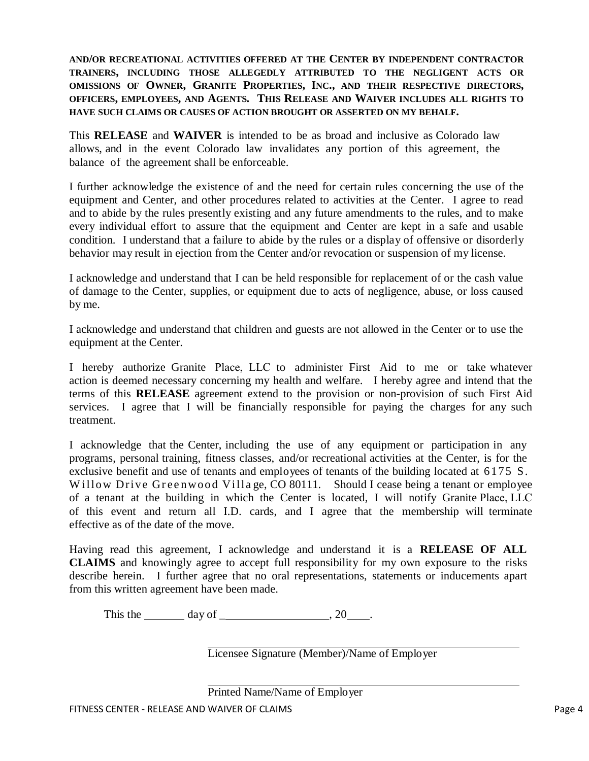**AND/OR RECREATIONAL ACTIVITIES OFFERED AT THE CENTER BY INDEPENDENT CONTRACTOR TRAINERS, INCLUDING THOSE ALLEGEDLY ATTRIBUTED TO THE NEGLIGENT ACTS OR OMISSIONS OF OWNER, GRANITE PROPERTIES, INC., AND THEIR RESPECTIVE DIRECTORS, OFFICERS, EMPLOYEES, AND AGENTS. THIS RELEASE AND WAIVER INCLUDES ALL RIGHTS TO HAVE SUCH CLAIMS OR CAUSES OF ACTION BROUGHT OR ASSERTED ON MY BEHALF.**

This **RELEASE** and **WAIVER** is intended to be as broad and inclusive as Colorado law allows, and in the event Colorado law invalidates any portion of this agreement, the balance of the agreement shall be enforceable.

I further acknowledge the existence of and the need for certain rules concerning the use of the equipment and Center, and other procedures related to activities at the Center. I agree to read and to abide by the rules presently existing and any future amendments to the rules, and to make every individual effort to assure that the equipment and Center are kept in a safe and usable condition. I understand that a failure to abide by the rules or a display of offensive or disorderly behavior may result in ejection from the Center and/or revocation or suspension of my license.

I acknowledge and understand that I can be held responsible for replacement of or the cash value of damage to the Center, supplies, or equipment due to acts of negligence, abuse, or loss caused by me.

I acknowledge and understand that children and guests are not allowed in the Center or to use the equipment at the Center.

I hereby authorize Granite Place, LLC to administer First Aid to me or take whatever action is deemed necessary concerning my health and welfare. I hereby agree and intend that the terms of this **RELEASE** agreement extend to the provision or non-provision of such First Aid services. I agree that I will be financially responsible for paying the charges for any such treatment.

I acknowledge that the Center, including the use of any equipment or participation in any programs, personal training, fitness classes, and/or recreational activities at the Center, is for the exclusive benefit and use of tenants and employees of tenants of the building located at 6175 S. Willow Drive Greenwood Village, CO 80111. Should I cease being a tenant or employee of a tenant at the building in which the Center is located, I will notify Granite Place, LLC of this event and return all I.D. cards, and I agree that the membership will terminate effective as of the date of the move.

Having read this agreement, I acknowledge and understand it is a **RELEASE OF ALL CLAIMS** and knowingly agree to accept full responsibility for my own exposure to the risks describe herein. I further agree that no oral representations, statements or inducements apart from this written agreement have been made.

This the _______ day of __________________, 20____.

______________________________________________
Licensee Signature (Member)/Name of Employer

______________________________________________
Printed Name/Name of Employer